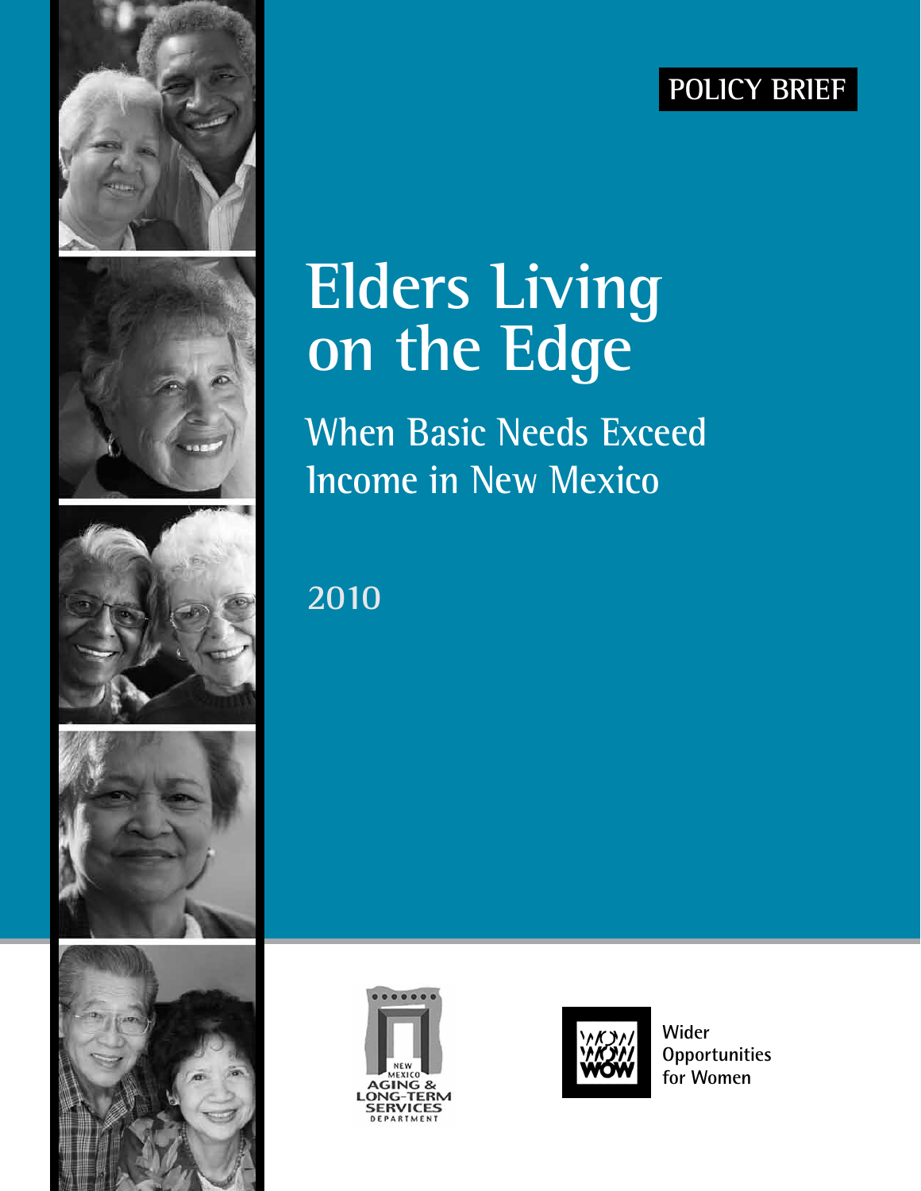POLICY BRIEF

# Elders Living on the Edge

## When Basic Needs Exceed Income in New Mexico

2010

NEW MEXICO AGING & LONG-TERM SERVICES DEPARTMENT

Wider Opportunities for Women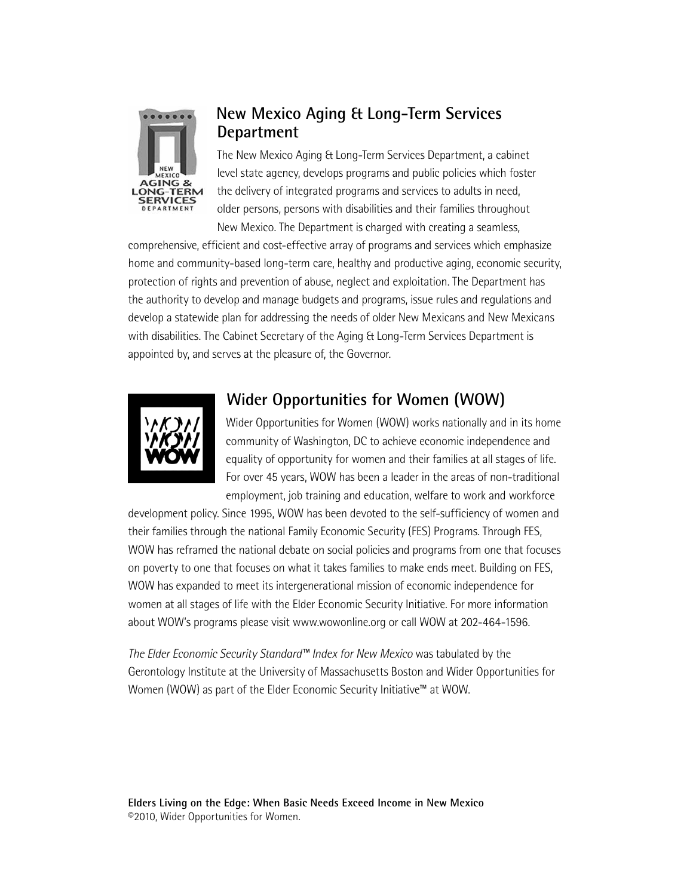## New Mexico Aging & Long-Term Services Department

The New Mexico Aging & Long-Term Services Department, a cabinet level state agency, develops programs and public policies which foster the delivery of integrated programs and services to adults in need, older persons, persons with disabilities and their families throughout New Mexico. The Department is charged with creating a seamless, comprehensive, efficient and cost-effective array of programs and services which emphasize home and community-based long-term care, healthy and productive aging, economic security, protection of rights and prevention of abuse, neglect and exploitation. The Department has the authority to develop and manage budgets and programs, issue rules and regulations and develop a statewide plan for addressing the needs of older New Mexicans and New Mexicans with disabilities. The Cabinet Secretary of the Aging & Long-Term Services Department is appointed by, and serves at the pleasure of, the Governor.

## Wider Opportunities for Women (WOW)

Wider Opportunities for Women (WOW) works nationally and in its home community of Washington, DC to achieve economic independence and equality of opportunity for women and their families at all stages of life. For over 45 years, WOW has been a leader in the areas of non-traditional employment, job training and education, welfare to work and workforce development policy. Since 1995, WOW has been devoted to the self-sufficiency of women and their families through the national Family Economic Security (FES) Programs. Through FES, WOW has reframed the national debate on social policies and programs from one that focuses on poverty to one that focuses on what it takes families to make ends meet. Building on FES, WOW has expanded to meet its intergenerational mission of economic independence for women at all stages of life with the Elder Economic Security Initiative. For more information about WOW's programs please visit www.wowonline.org or call WOW at 202-464-1596.

*The Elder Economic Security Standard™ Index for New Mexico* was tabulated by the Gerontology Institute at the University of Massachusetts Boston and Wider Opportunities for Women (WOW) as part of the Elder Economic Security Initiative™ at WOW.

**Elders Living on the Edge: When Basic Needs Exceed Income in New Mexico**
©2010, Wider Opportunities for Women.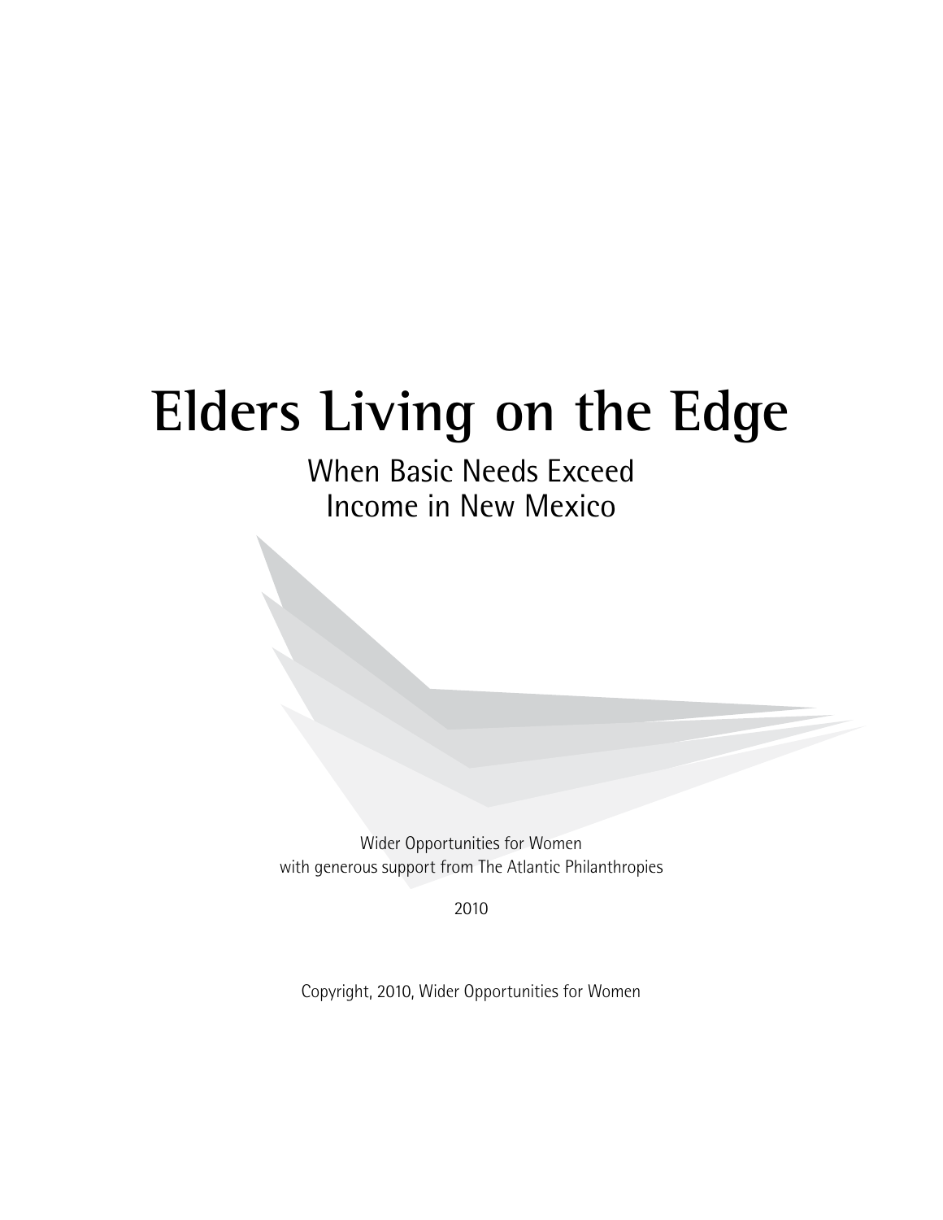# Elders Living on the Edge

## When Basic Needs Exceed Income in New Mexico

Wider Opportunities for Women
with generous support from The Atlantic Philanthropies

2010

Copyright, 2010, Wider Opportunities for Women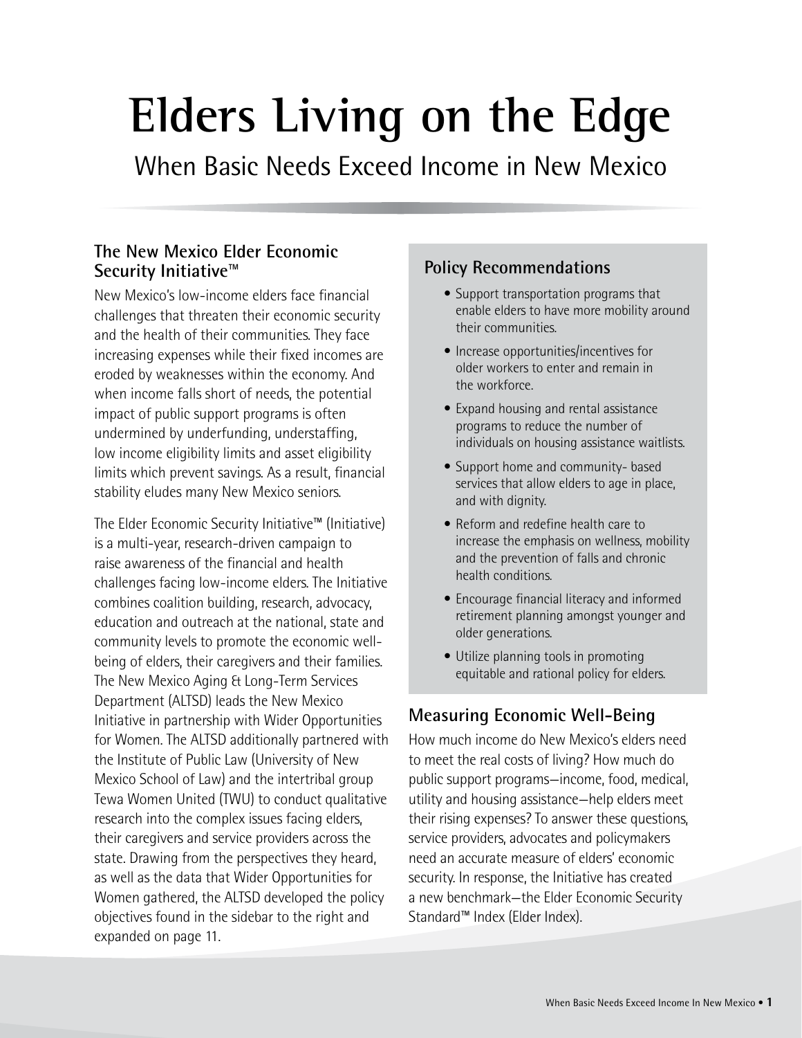# Elders Living on the Edge

## When Basic Needs Exceed Income in New Mexico

### The New Mexico Elder Economic Security Initiative™

New Mexico's low-income elders face financial challenges that threaten their economic security and the health of their communities. They face increasing expenses while their fixed incomes are eroded by weaknesses within the economy. And when income falls short of needs, the potential impact of public support programs is often undermined by underfunding, understaffing, low income eligibility limits and asset eligibility limits which prevent savings. As a result, financial stability eludes many New Mexico seniors.

The Elder Economic Security Initiative™ (Initiative) is a multi-year, research-driven campaign to raise awareness of the financial and health challenges facing low-income elders. The Initiative combines coalition building, research, advocacy, education and outreach at the national, state and community levels to promote the economic well-being of elders, their caregivers and their families. The New Mexico Aging & Long-Term Services Department (ALTSD) leads the New Mexico Initiative in partnership with Wider Opportunities for Women. The ALTSD additionally partnered with the Institute of Public Law (University of New Mexico School of Law) and the intertribal group Tewa Women United (TWU) to conduct qualitative research into the complex issues facing elders, their caregivers and service providers across the state. Drawing from the perspectives they heard, as well as the data that Wider Opportunities for Women gathered, the ALTSD developed the policy objectives found in the sidebar to the right and expanded on page 11.

### Policy Recommendations

- Support transportation programs that enable elders to have more mobility around their communities.
- Increase opportunities/incentives for older workers to enter and remain in the workforce.
- Expand housing and rental assistance programs to reduce the number of individuals on housing assistance waitlists.
- Support home and community- based services that allow elders to age in place, and with dignity.
- Reform and redefine health care to increase the emphasis on wellness, mobility and the prevention of falls and chronic health conditions.
- Encourage financial literacy and informed retirement planning amongst younger and older generations.
- Utilize planning tools in promoting equitable and rational policy for elders.

### Measuring Economic Well-Being

How much income do New Mexico's elders need to meet the real costs of living? How much do public support programs—income, food, medical, utility and housing assistance—help elders meet their rising expenses? To answer these questions, service providers, advocates and policymakers need an accurate measure of elders' economic security. In response, the Initiative has created a new benchmark—the Elder Economic Security Standard™ Index (Elder Index).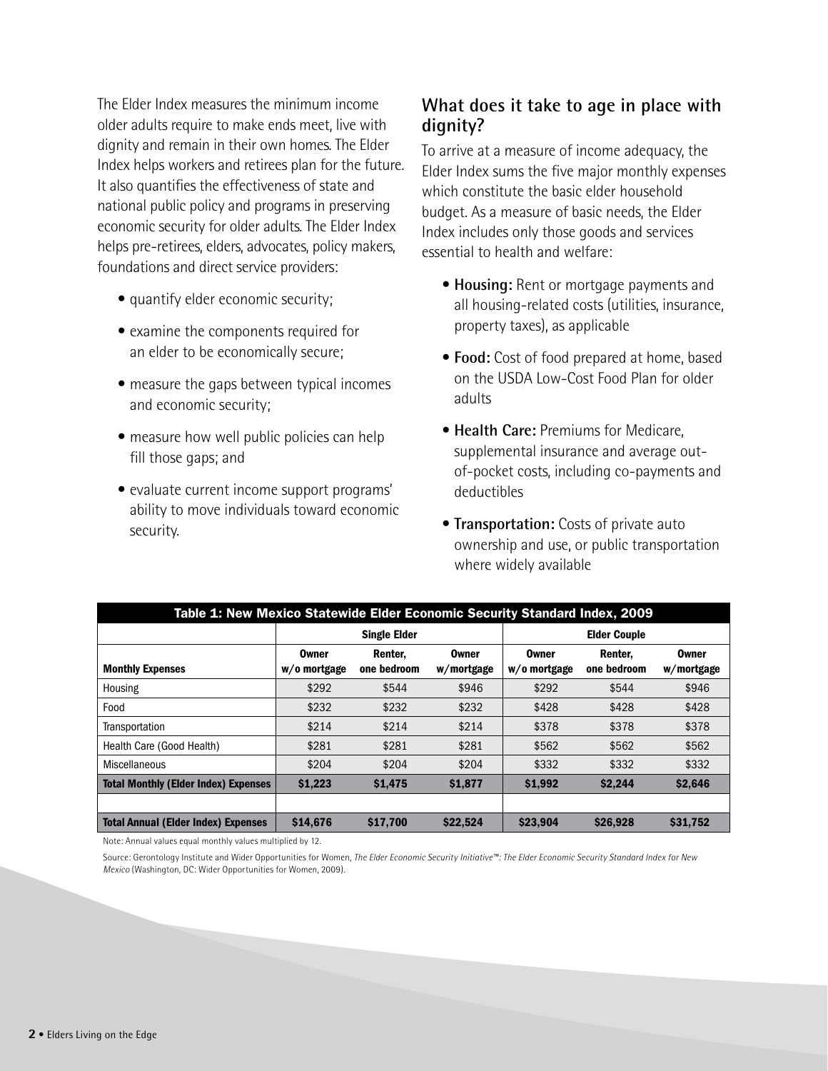The Elder Index measures the minimum income older adults require to make ends meet, live with dignity and remain in their own homes. The Elder Index helps workers and retirees plan for the future. It also quantifies the effectiveness of state and national public policy and programs in preserving economic security for older adults. The Elder Index helps pre-retirees, elders, advocates, policy makers, foundations and direct service providers:

- quantify elder economic security;
- examine the components required for an elder to be economically secure;
- measure the gaps between typical incomes and economic security;
- measure how well public policies can help fill those gaps; and
- evaluate current income support programs' ability to move individuals toward economic security.

## What does it take to age in place with dignity?

To arrive at a measure of income adequacy, the Elder Index sums the five major monthly expenses which constitute the basic elder household budget. As a measure of basic needs, the Elder Index includes only those goods and services essential to health and welfare:

- **Housing:** Rent or mortgage payments and all housing-related costs (utilities, insurance, property taxes), as applicable
- **Food:** Cost of food prepared at home, based on the USDA Low-Cost Food Plan for older adults
- **Health Care:** Premiums for Medicare, supplemental insurance and average out-of-pocket costs, including co-payments and deductibles
- **Transportation:** Costs of private auto ownership and use, or public transportation where widely available

**Table 1: New Mexico Statewide Elder Economic Security Standard Index, 2009**

| | Single Elder | | | Elder Couple | | |
|---|---|---|---|---|---|---|
| **Monthly Expenses** | **Owner w/o mortgage** | **Renter, one bedroom** | **Owner w/mortgage** | **Owner w/o mortgage** | **Renter, one bedroom** | **Owner w/mortgage** |
| Housing | $292 | $544 | $946 | $292 | $544 | $946 |
| Food | $232 | $232 | $232 | $428 | $428 | $428 |
| Transportation | $214 | $214 | $214 | $378 | $378 | $378 |
| Health Care (Good Health) | $281 | $281 | $281 | $562 | $562 | $562 |
| Miscellaneous | $204 | $204 | $204 | $332 | $332 | $332 |
| **Total Monthly (Elder Index) Expenses** | **$1,223** | **$1,475** | **$1,877** | **$1,992** | **$2,244** | **$2,646** |
| | | | | | | |
| **Total Annual (Elder Index) Expenses** | **$14,676** | **$17,700** | **$22,524** | **$23,904** | **$26,928** | **$31,752** |

Note: Annual values equal monthly values multiplied by 12.

Source: Gerontology Institute and Wider Opportunities for Women, *The Elder Economic Security Initiative™: The Elder Economic Security Standard Index for New Mexico* (Washington, DC: Wider Opportunities for Women, 2009).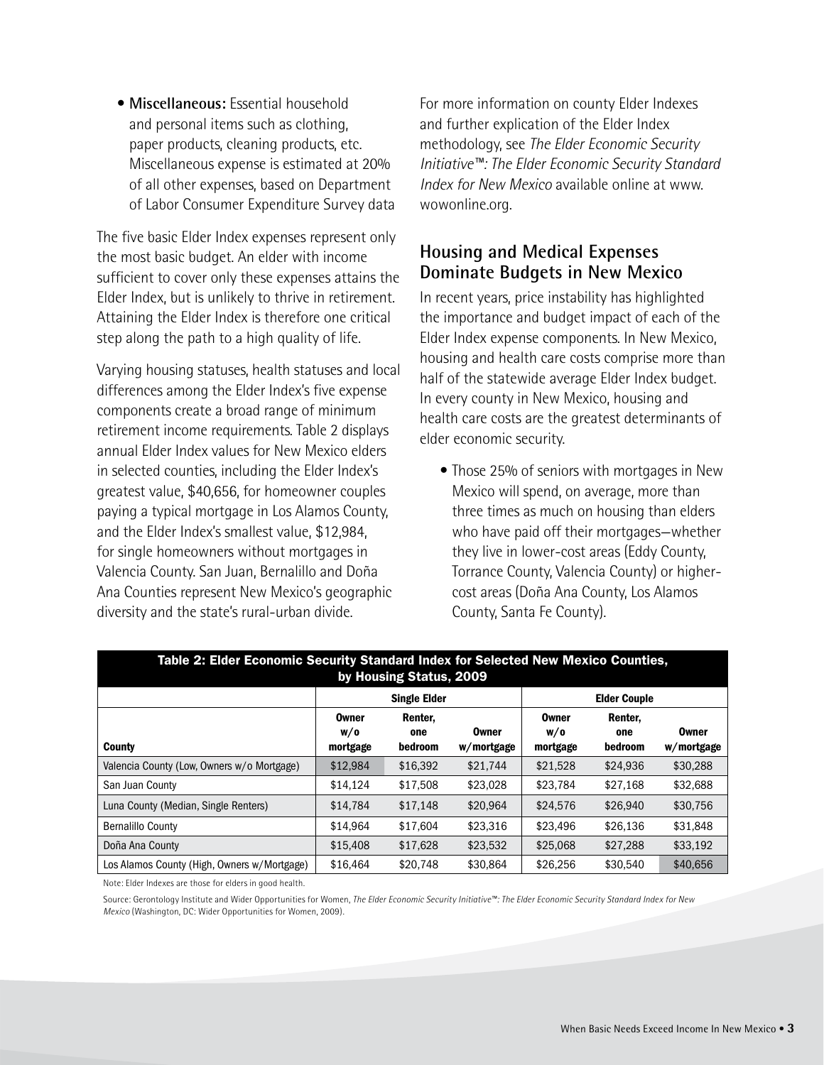- **Miscellaneous:** Essential household and personal items such as clothing, paper products, cleaning products, etc. Miscellaneous expense is estimated at 20% of all other expenses, based on Department of Labor Consumer Expenditure Survey data

The five basic Elder Index expenses represent only the most basic budget. An elder with income sufficient to cover only these expenses attains the Elder Index, but is unlikely to thrive in retirement. Attaining the Elder Index is therefore one critical step along the path to a high quality of life.

Varying housing statuses, health statuses and local differences among the Elder Index's five expense components create a broad range of minimum retirement income requirements. Table 2 displays annual Elder Index values for New Mexico elders in selected counties, including the Elder Index's greatest value, $40,656, for homeowner couples paying a typical mortgage in Los Alamos County, and the Elder Index's smallest value, $12,984, for single homeowners without mortgages in Valencia County. San Juan, Bernalillo and Doña Ana Counties represent New Mexico's geographic diversity and the state's rural-urban divide.

For more information on county Elder Indexes and further explication of the Elder Index methodology, see *The Elder Economic Security Initiative™: The Elder Economic Security Standard Index for New Mexico* available online at www.wowonline.org.

## Housing and Medical Expenses Dominate Budgets in New Mexico

In recent years, price instability has highlighted the importance and budget impact of each of the Elder Index expense components. In New Mexico, housing and health care costs comprise more than half of the statewide average Elder Index budget. In every county in New Mexico, housing and health care costs are the greatest determinants of elder economic security.

- Those 25% of seniors with mortgages in New Mexico will spend, on average, more than three times as much on housing than elders who have paid off their mortgages—whether they live in lower-cost areas (Eddy County, Torrance County, Valencia County) or higher-cost areas (Doña Ana County, Los Alamos County, Santa Fe County).

**Table 2: Elder Economic Security Standard Index for Selected New Mexico Counties, by Housing Status, 2009**

| | Single Elder | | | Elder Couple | | |
|---|---|---|---|---|---|---|
| County | Owner w/o mortgage | Renter, one bedroom | Owner w/mortgage | Owner w/o mortgage | Renter, one bedroom | Owner w/mortgage |
| Valencia County (Low, Owners w/o Mortgage) | $12,984 | $16,392 | $21,744 | $21,528 | $24,936 | $30,288 |
| San Juan County | $14,124 | $17,508 | $23,028 | $23,784 | $27,168 | $32,688 |
| Luna County (Median, Single Renters) | $14,784 | $17,148 | $20,964 | $24,576 | $26,940 | $30,756 |
| Bernalillo County | $14,964 | $17,604 | $23,316 | $23,496 | $26,136 | $31,848 |
| Doña Ana County | $15,408 | $17,628 | $23,532 | $25,068 | $27,288 | $33,192 |
| Los Alamos County (High, Owners w/Mortgage) | $16,464 | $20,748 | $30,864 | $26,256 | $30,540 | $40,656 |

Note: Elder Indexes are those for elders in good health.

Source: Gerontology Institute and Wider Opportunities for Women, *The Elder Economic Security Initiative™: The Elder Economic Security Standard Index for New Mexico* (Washington, DC: Wider Opportunities for Women, 2009).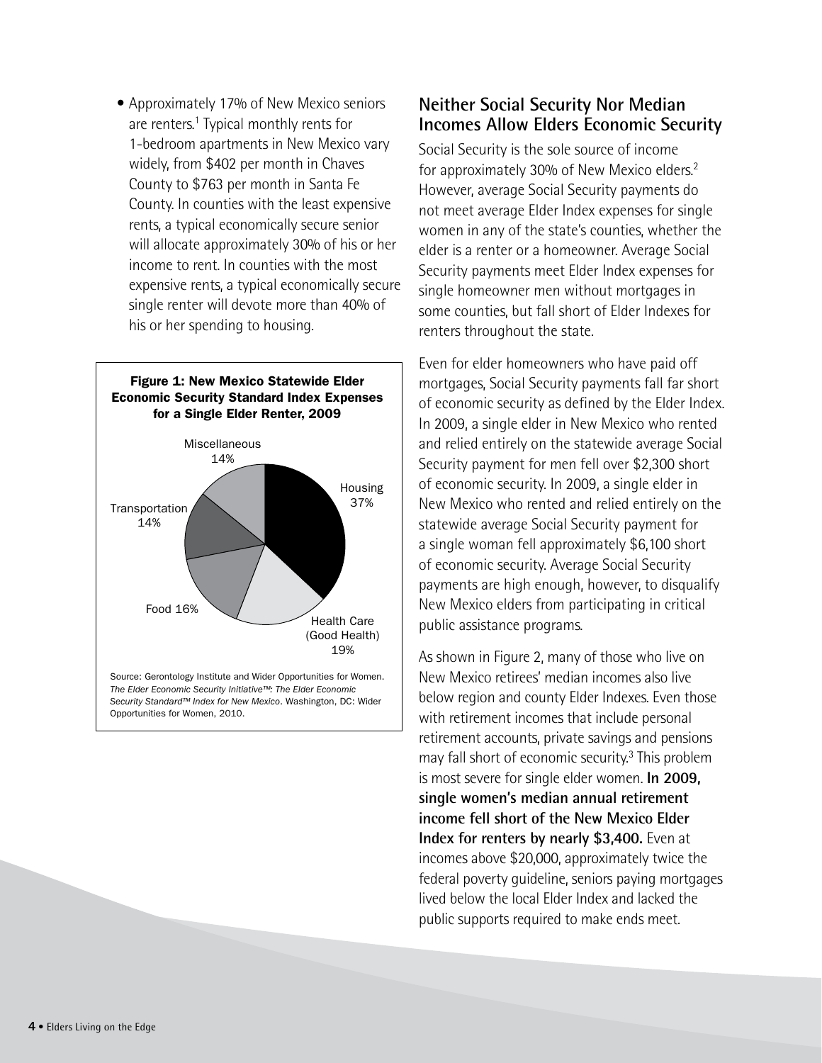- Approximately 17% of New Mexico seniors are renters.[1] Typical monthly rents for 1-bedroom apartments in New Mexico vary widely, from $402 per month in Chaves County to $763 per month in Santa Fe County. In counties with the least expensive rents, a typical economically secure senior will allocate approximately 30% of his or her income to rent. In counties with the most expensive rents, a typical economically secure single renter will devote more than 40% of his or her spending to housing.

**Figure 1: New Mexico Statewide Elder Economic Security Standard Index Expenses for a Single Elder Renter, 2009**

| Expense | Share |
|---|---|
| Housing | 37% |
| Health Care (Good Health) | 19% |
| Food | 16% |
| Transportation | 14% |
| Miscellaneous | 14% |

Source: Gerontology Institute and Wider Opportunities for Women. *The Elder Economic Security Initiative™: The Elder Economic Security Standard™ Index for New Mexico*. Washington, DC: Wider Opportunities for Women, 2010.

## Neither Social Security Nor Median Incomes Allow Elders Economic Security

Social Security is the sole source of income for approximately 30% of New Mexico elders.[2] However, average Social Security payments do not meet average Elder Index expenses for single women in any of the state's counties, whether the elder is a renter or a homeowner. Average Social Security payments meet Elder Index expenses for single homeowner men without mortgages in some counties, but fall short of Elder Indexes for renters throughout the state.

Even for elder homeowners who have paid off mortgages, Social Security payments fall far short of economic security as defined by the Elder Index. In 2009, a single elder in New Mexico who rented and relied entirely on the statewide average Social Security payment for men fell over $2,300 short of economic security. In 2009, a single elder in New Mexico who rented and relied entirely on the statewide average Social Security payment for a single woman fell approximately $6,100 short of economic security. Average Social Security payments are high enough, however, to disqualify New Mexico elders from participating in critical public assistance programs.

As shown in Figure 2, many of those who live on New Mexico retirees' median incomes also live below region and county Elder Indexes. Even those with retirement incomes that include personal retirement accounts, private savings and pensions may fall short of economic security.[3] This problem is most severe for single elder women. **In 2009, single women's median annual retirement income fell short of the New Mexico Elder Index for renters by nearly $3,400.** Even at incomes above $20,000, approximately twice the federal poverty guideline, seniors paying mortgages lived below the local Elder Index and lacked the public supports required to make ends meet.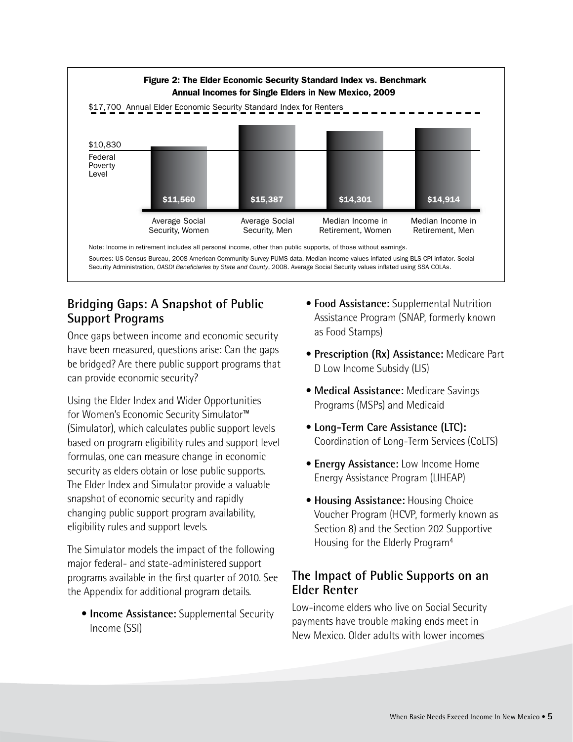**Figure 2: The Elder Economic Security Standard Index vs. Benchmark Annual Incomes for Single Elders in New Mexico, 2009**

$17,700 Annual Elder Economic Security Standard Index for Renters

$10,830 Federal Poverty Level

| Benchmark | Annual Income |
|---|---|
| Average Social Security, Women | $11,560 |
| Average Social Security, Men | $15,387 |
| Median Income in Retirement, Women | $14,301 |
| Median Income in Retirement, Men | $14,914 |

Note: Income in retirement includes all personal income, other than public supports, of those without earnings.

Sources: US Census Bureau, 2008 American Community Survey PUMS data. Median income values inflated using BLS CPI inflator. Social Security Administration, *OASDI Beneficiaries by State and County*, 2008. Average Social Security values inflated using SSA COLAs.

## Bridging Gaps: A Snapshot of Public Support Programs

Once gaps between income and economic security have been measured, questions arise: Can the gaps be bridged? Are there public support programs that can provide economic security?

Using the Elder Index and Wider Opportunities for Women's Economic Security Simulator™ (Simulator), which calculates public support levels based on program eligibility rules and support level formulas, one can measure change in economic security as elders obtain or lose public supports. The Elder Index and Simulator provide a valuable snapshot of economic security and rapidly changing public support program availability, eligibility rules and support levels.

The Simulator models the impact of the following major federal- and state-administered support programs available in the first quarter of 2010. See the Appendix for additional program details.

- **Income Assistance:** Supplemental Security Income (SSI)
- **Food Assistance:** Supplemental Nutrition Assistance Program (SNAP, formerly known as Food Stamps)
- **Prescription (Rx) Assistance:** Medicare Part D Low Income Subsidy (LIS)
- **Medical Assistance:** Medicare Savings Programs (MSPs) and Medicaid
- **Long-Term Care Assistance (LTC):** Coordination of Long-Term Services (CoLTS)
- **Energy Assistance:** Low Income Home Energy Assistance Program (LIHEAP)
- **Housing Assistance:** Housing Choice Voucher Program (HCVP, formerly known as Section 8) and the Section 202 Supportive Housing for the Elderly Program[4]

## The Impact of Public Supports on an Elder Renter

Low-income elders who live on Social Security payments have trouble making ends meet in New Mexico. Older adults with lower incomes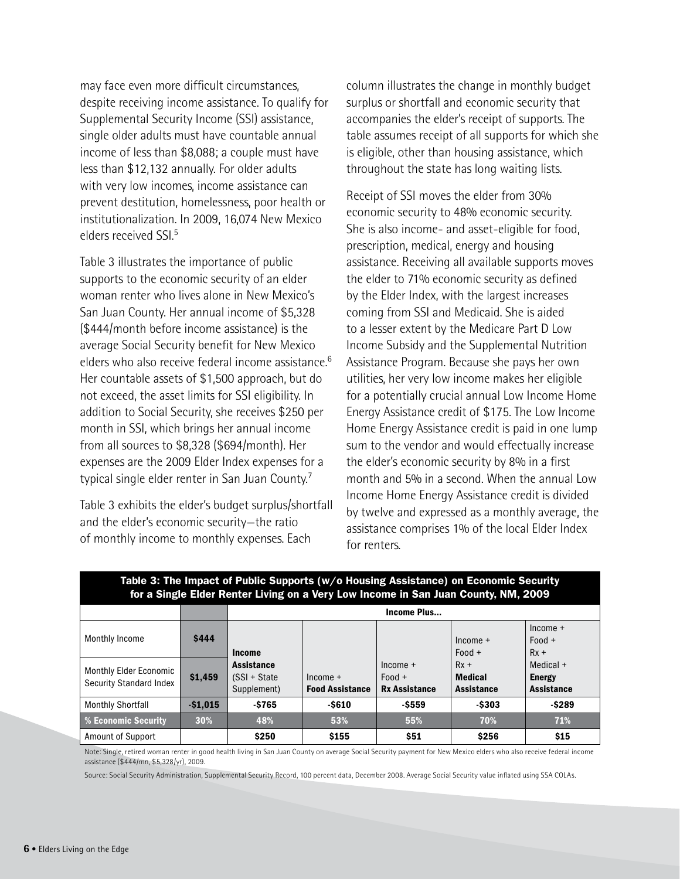may face even more difficult circumstances, despite receiving income assistance. To qualify for Supplemental Security Income (SSI) assistance, single older adults must have countable annual income of less than $8,088; a couple must have less than $12,132 annually. For older adults with very low incomes, income assistance can prevent destitution, homelessness, poor health or institutionalization. In 2009, 16,074 New Mexico elders received SSI.[5]

Table 3 illustrates the importance of public supports to the economic security of an elder woman renter who lives alone in New Mexico's San Juan County. Her annual income of $5,328 ($444/month before income assistance) is the average Social Security benefit for New Mexico elders who also receive federal income assistance.[6] Her countable assets of $1,500 approach, but do not exceed, the asset limits for SSI eligibility. In addition to Social Security, she receives $250 per month in SSI, which brings her annual income from all sources to $8,328 ($694/month). Her expenses are the 2009 Elder Index expenses for a typical single elder renter in San Juan County.[7]

Table 3 exhibits the elder's budget surplus/shortfall and the elder's economic security—the ratio of monthly income to monthly expenses. Each column illustrates the change in monthly budget surplus or shortfall and economic security that accompanies the elder's receipt of supports. The table assumes receipt of all supports for which she is eligible, other than housing assistance, which throughout the state has long waiting lists.

Receipt of SSI moves the elder from 30% economic security to 48% economic security. She is also income- and asset-eligible for food, prescription, medical, energy and housing assistance. Receiving all available supports moves the elder to 71% economic security as defined by the Elder Index, with the largest increases coming from SSI and Medicaid. She is aided to a lesser extent by the Medicare Part D Low Income Subsidy and the Supplemental Nutrition Assistance Program. Because she pays her own utilities, her very low income makes her eligible for a potentially crucial annual Low Income Home Energy Assistance credit of $175. The Low Income Home Energy Assistance credit is paid in one lump sum to the vendor and would effectually increase the elder's economic security by 8% in a first month and 5% in a second. When the annual Low Income Home Energy Assistance credit is divided by twelve and expressed as a monthly average, the assistance comprises 1% of the local Elder Index for renters.

**Table 3: The Impact of Public Supports (w/o Housing Assistance) on Economic Security for a Single Elder Renter Living on a Very Low Income in San Juan County, NM, 2009**

| | | Income Plus... | | | | |
|---|---|---|---|---|---|---|
| Monthly Income | $444 | **Income Assistance** (SSI + State Supplement) | Income + **Food Assistance** | Income + Food + **Rx Assistance** | Income + Food + Rx + **Medical Assistance** | Income + Food + Rx + Medical + **Energy Assistance** |
| Monthly Elder Economic Security Standard Index | $1,459 | | | | | |
| Monthly Shortfall | -$1,015 | -$765 | -$610 | -$559 | -$303 | -$289 |
| **% Economic Security** | **30%** | **48%** | **53%** | **55%** | **70%** | **71%** |
| Amount of Support | | $250 | $155 | $51 | $256 | $15 |

Note: Single, retired woman renter in good health living in San Juan County on average Social Security payment for New Mexico elders who also receive federal income assistance ($444/mn, $5,328/yr), 2009.

Source: Social Security Administration, Supplemental Security Record, 100 percent data, December 2008. Average Social Security value inflated using SSA COLAs.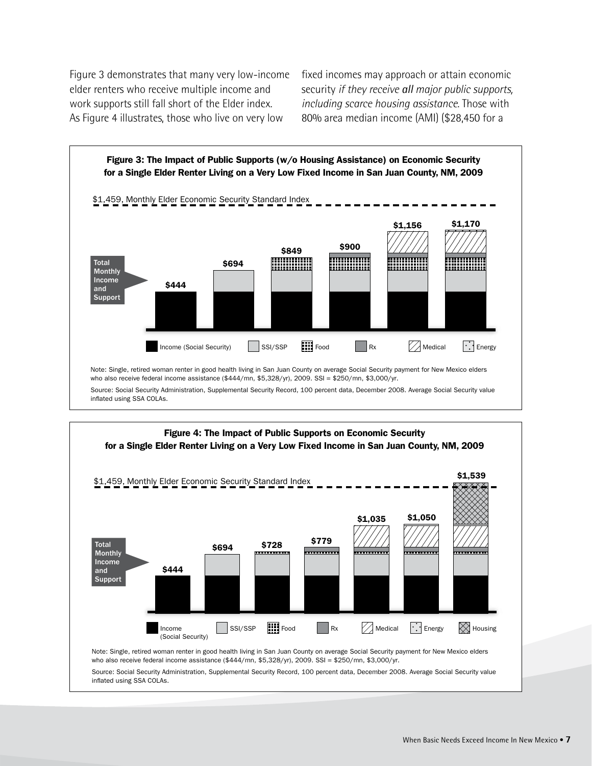Figure 3 demonstrates that many very low-income elder renters who receive multiple income and work supports still fall short of the Elder index. As Figure 4 illustrates, those who live on very low fixed incomes may approach or attain economic security *if they receive **all** major public supports, including scarce housing assistance*. Those with 80% area median income (AMI) ($28,450 for a

**Figure 3: The Impact of Public Supports (w/o Housing Assistance) on Economic Security for a Single Elder Renter Living on a Very Low Fixed Income in San Juan County, NM, 2009**

$1,459, Monthly Elder Economic Security Standard Index

Total Monthly Income and Support

| $444 | $694 | $849 | $900 | $1,156 | $1,170 |
|---|---|---|---|---|---|

Income (Social Security) | SSI/SSP | Food | Rx | Medical | Energy

Note: Single, retired woman renter in good health living in San Juan County on average Social Security payment for New Mexico elders who also receive federal income assistance ($444/mn, $5,328/yr), 2009. SSI = $250/mn, $3,000/yr.

Source: Social Security Administration, Supplemental Security Record, 100 percent data, December 2008. Average Social Security value inflated using SSA COLAs.

**Figure 4: The Impact of Public Supports on Economic Security for a Single Elder Renter Living on a Very Low Fixed Income in San Juan County, NM, 2009**

$1,459, Monthly Elder Economic Security Standard Index

Total Monthly Income and Support

| $444 | $694 | $728 | $779 | $1,035 | $1,050 | $1,539 |
|---|---|---|---|---|---|---|

Income (Social Security) | SSI/SSP | Food | Rx | Medical | Energy | Housing

Note: Single, retired woman renter in good health living in San Juan County on average Social Security payment for New Mexico elders who also receive federal income assistance ($444/mn, $5,328/yr), 2009. SSI = $250/mn, $3,000/yr.

Source: Social Security Administration, Supplemental Security Record, 100 percent data, December 2008. Average Social Security value inflated using SSA COLAs.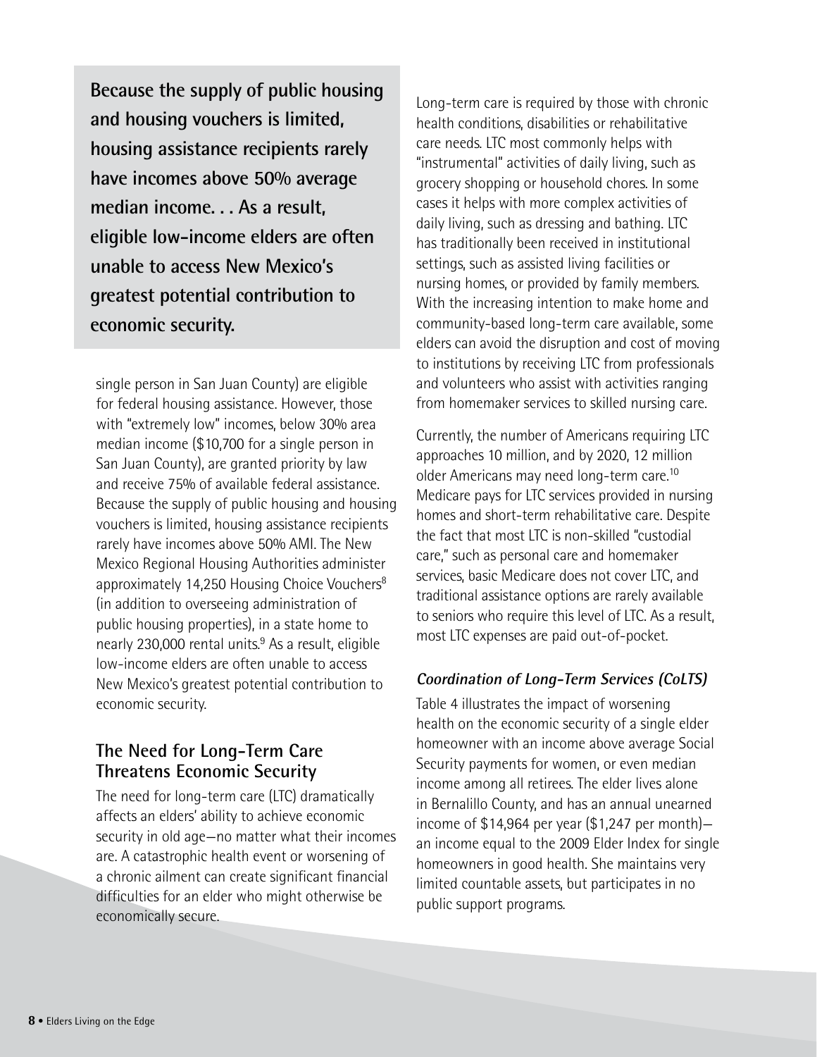**Because the supply of public housing and housing vouchers is limited, housing assistance recipients rarely have incomes above 50% average median income. . . As a result, eligible low-income elders are often unable to access New Mexico's greatest potential contribution to economic security.**

single person in San Juan County) are eligible for federal housing assistance. However, those with "extremely low" incomes, below 30% area median income ($10,700 for a single person in San Juan County), are granted priority by law and receive 75% of available federal assistance. Because the supply of public housing and housing vouchers is limited, housing assistance recipients rarely have incomes above 50% AMI. The New Mexico Regional Housing Authorities administer approximately 14,250 Housing Choice Vouchers[8] (in addition to overseeing administration of public housing properties), in a state home to nearly 230,000 rental units.[9] As a result, eligible low-income elders are often unable to access New Mexico's greatest potential contribution to economic security.

## The Need for Long-Term Care Threatens Economic Security

The need for long-term care (LTC) dramatically affects an elders' ability to achieve economic security in old age—no matter what their incomes are. A catastrophic health event or worsening of a chronic ailment can create significant financial difficulties for an elder who might otherwise be economically secure.

Long-term care is required by those with chronic health conditions, disabilities or rehabilitative care needs. LTC most commonly helps with "instrumental" activities of daily living, such as grocery shopping or household chores. In some cases it helps with more complex activities of daily living, such as dressing and bathing. LTC has traditionally been received in institutional settings, such as assisted living facilities or nursing homes, or provided by family members. With the increasing intention to make home and community-based long-term care available, some elders can avoid the disruption and cost of moving to institutions by receiving LTC from professionals and volunteers who assist with activities ranging from homemaker services to skilled nursing care.

Currently, the number of Americans requiring LTC approaches 10 million, and by 2020, 12 million older Americans may need long-term care.[10] Medicare pays for LTC services provided in nursing homes and short-term rehabilitative care. Despite the fact that most LTC is non-skilled "custodial care," such as personal care and homemaker services, basic Medicare does not cover LTC, and traditional assistance options are rarely available to seniors who require this level of LTC. As a result, most LTC expenses are paid out-of-pocket.

### *Coordination of Long-Term Services (CoLTS)*

Table 4 illustrates the impact of worsening health on the economic security of a single elder homeowner with an income above average Social Security payments for women, or even median income among all retirees. The elder lives alone in Bernalillo County, and has an annual unearned income of $14,964 per year ($1,247 per month)—an income equal to the 2009 Elder Index for single homeowners in good health. She maintains very limited countable assets, but participates in no public support programs.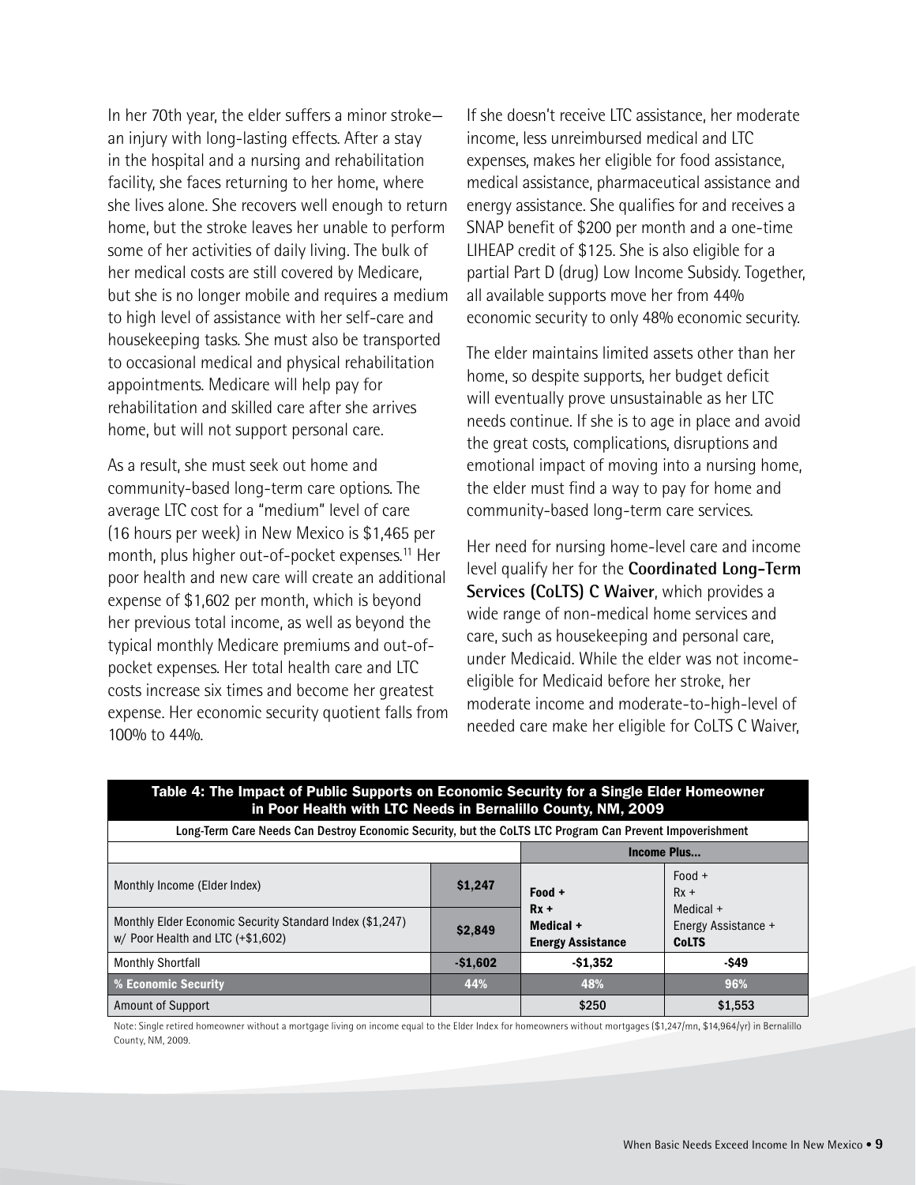In her 70th year, the elder suffers a minor stroke—an injury with long-lasting effects. After a stay in the hospital and a nursing and rehabilitation facility, she faces returning to her home, where she lives alone. She recovers well enough to return home, but the stroke leaves her unable to perform some of her activities of daily living. The bulk of her medical costs are still covered by Medicare, but she is no longer mobile and requires a medium to high level of assistance with her self-care and housekeeping tasks. She must also be transported to occasional medical and physical rehabilitation appointments. Medicare will help pay for rehabilitation and skilled care after she arrives home, but will not support personal care.

As a result, she must seek out home and community-based long-term care options. The average LTC cost for a "medium" level of care (16 hours per week) in New Mexico is $1,465 per month, plus higher out-of-pocket expenses.[11] Her poor health and new care will create an additional expense of $1,602 per month, which is beyond her previous total income, as well as beyond the typical monthly Medicare premiums and out-of-pocket expenses. Her total health care and LTC costs increase six times and become her greatest expense. Her economic security quotient falls from 100% to 44%.

If she doesn't receive LTC assistance, her moderate income, less unreimbursed medical and LTC expenses, makes her eligible for food assistance, medical assistance, pharmaceutical assistance and energy assistance. She qualifies for and receives a SNAP benefit of $200 per month and a one-time LIHEAP credit of $125. She is also eligible for a partial Part D (drug) Low Income Subsidy. Together, all available supports move her from 44% economic security to only 48% economic security.

The elder maintains limited assets other than her home, so despite supports, her budget deficit will eventually prove unsustainable as her LTC needs continue. If she is to age in place and avoid the great costs, complications, disruptions and emotional impact of moving into a nursing home, the elder must find a way to pay for home and community-based long-term care services.

Her need for nursing home-level care and income level qualify her for the **Coordinated Long-Term Services (CoLTS) C Waiver**, which provides a wide range of non-medical home services and care, such as housekeeping and personal care, under Medicaid. While the elder was not income-eligible for Medicaid before her stroke, her moderate income and moderate-to-high-level of needed care make her eligible for CoLTS C Waiver,

**Table 4: The Impact of Public Supports on Economic Security for a Single Elder Homeowner in Poor Health with LTC Needs in Bernalillo County, NM, 2009**

**Long-Term Care Needs Can Destroy Economic Security, but the CoLTS LTC Program Can Prevent Impoverishment**

| | | **Income Plus...** | |
|---|---|---|---|
| Monthly Income (Elder Index) | **$1,247** | **Food + Rx + Medical + Energy Assistance** | Food + Rx + Medical + Energy Assistance + **CoLTS** |
| Monthly Elder Economic Security Standard Index ($1,247) w/ Poor Health and LTC (+$1,602) | **$2,849** | | |
| Monthly Shortfall | **-$1,602** | **-$1,352** | **-$49** |
| **% Economic Security** | **44%** | **48%** | **96%** |
| Amount of Support | | **$250** | **$1,553** |

Note: Single retired homeowner without a mortgage living on income equal to the Elder Index for homeowners without mortgages ($1,247/mn, $14,964/yr) in Bernalillo County, NM, 2009.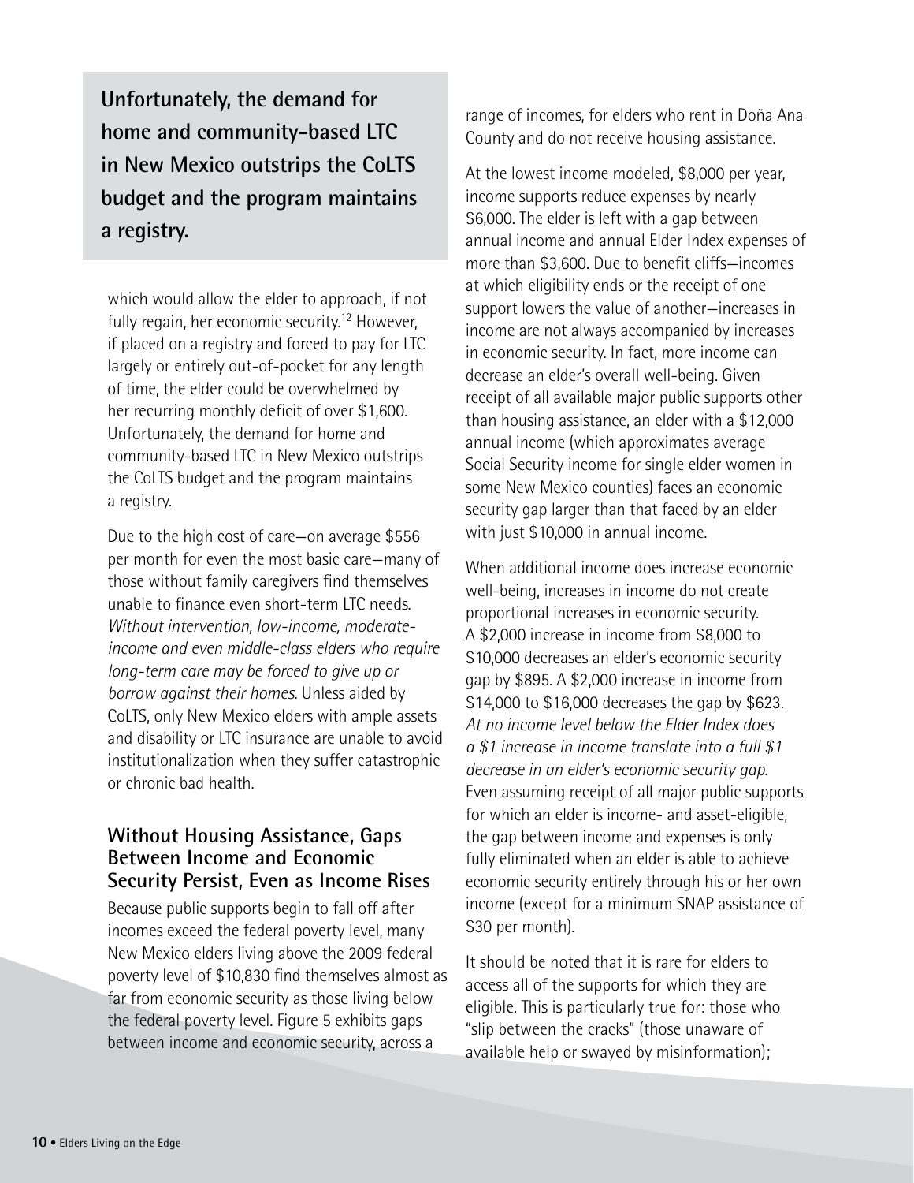**Unfortunately, the demand for home and community-based LTC in New Mexico outstrips the CoLTS budget and the program maintains a registry.**

which would allow the elder to approach, if not fully regain, her economic security.[12] However, if placed on a registry and forced to pay for LTC largely or entirely out-of-pocket for any length of time, the elder could be overwhelmed by her recurring monthly deficit of over $1,600. Unfortunately, the demand for home and community-based LTC in New Mexico outstrips the CoLTS budget and the program maintains a registry.

Due to the high cost of care—on average $556 per month for even the most basic care—many of those without family caregivers find themselves unable to finance even short-term LTC needs. *Without intervention, low-income, moderate-income and even middle-class elders who require long-term care may be forced to give up or borrow against their homes.* Unless aided by CoLTS, only New Mexico elders with ample assets and disability or LTC insurance are unable to avoid institutionalization when they suffer catastrophic or chronic bad health.

## Without Housing Assistance, Gaps Between Income and Economic Security Persist, Even as Income Rises

Because public supports begin to fall off after incomes exceed the federal poverty level, many New Mexico elders living above the 2009 federal poverty level of $10,830 find themselves almost as far from economic security as those living below the federal poverty level. Figure 5 exhibits gaps between income and economic security, across a range of incomes, for elders who rent in Doña Ana County and do not receive housing assistance.

At the lowest income modeled, $8,000 per year, income supports reduce expenses by nearly $6,000. The elder is left with a gap between annual income and annual Elder Index expenses of more than $3,600. Due to benefit cliffs—incomes at which eligibility ends or the receipt of one support lowers the value of another—increases in income are not always accompanied by increases in economic security. In fact, more income can decrease an elder's overall well-being. Given receipt of all available major public supports other than housing assistance, an elder with a $12,000 annual income (which approximates average Social Security income for single elder women in some New Mexico counties) faces an economic security gap larger than that faced by an elder with just $10,000 in annual income.

When additional income does increase economic well-being, increases in income do not create proportional increases in economic security. A $2,000 increase in income from $8,000 to $10,000 decreases an elder's economic security gap by $895. A $2,000 increase in income from $14,000 to $16,000 decreases the gap by $623. *At no income level below the Elder Index does a $1 increase in income translate into a full $1 decrease in an elder's economic security gap.* Even assuming receipt of all major public supports for which an elder is income- and asset-eligible, the gap between income and expenses is only fully eliminated when an elder is able to achieve economic security entirely through his or her own income (except for a minimum SNAP assistance of $30 per month).

It should be noted that it is rare for elders to access all of the supports for which they are eligible. This is particularly true for: those who "slip between the cracks" (those unaware of available help or swayed by misinformation);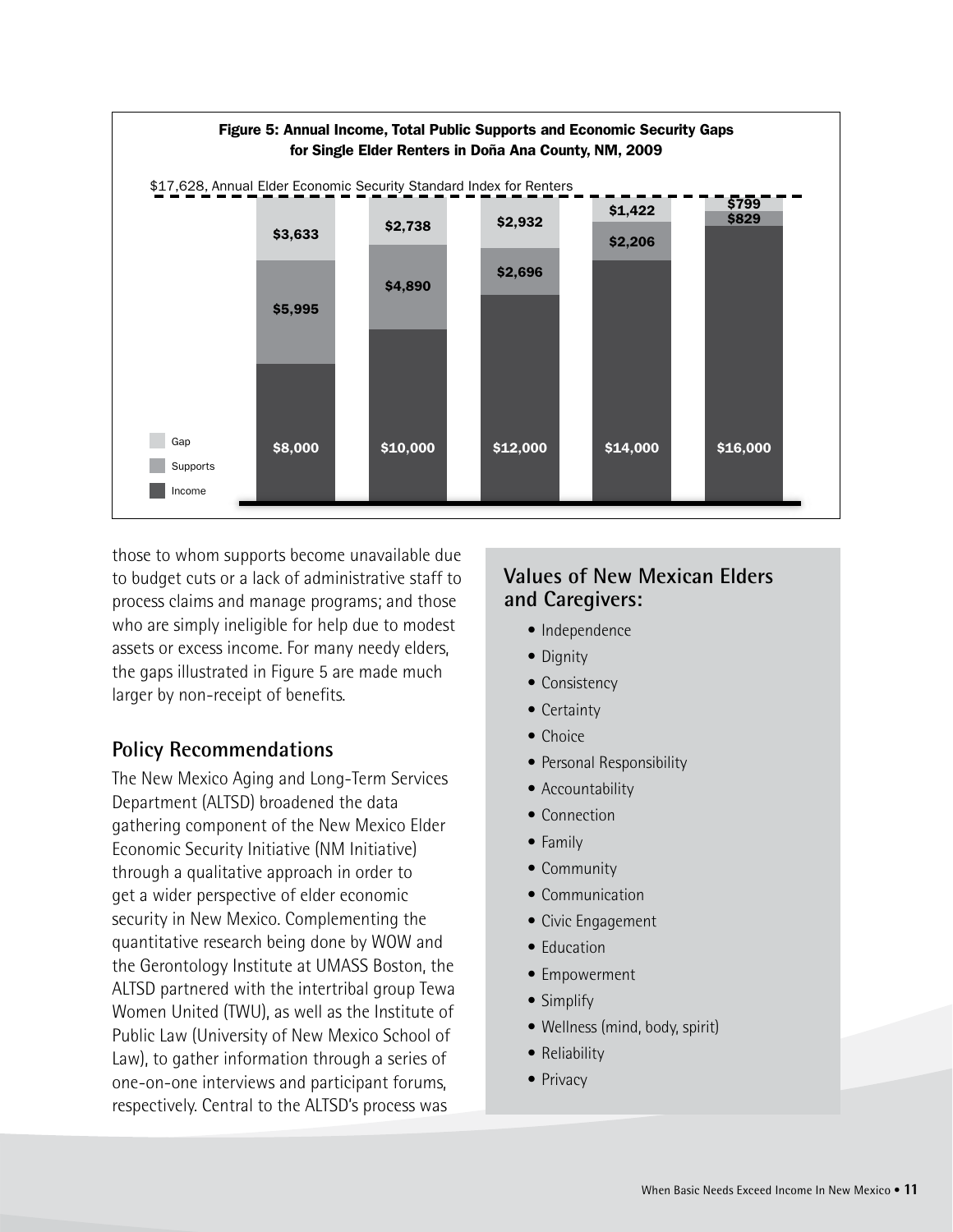**Figure 5: Annual Income, Total Public Supports and Economic Security Gaps for Single Elder Renters in Doña Ana County, NM, 2009**

$17,628, Annual Elder Economic Security Standard Index for Renters

| | Income | Supports | Gap |
|---|---|---|---|
| | $8,000 | $5,995 | $3,633 |
| | $10,000 | $4,890 | $2,738 |
| | $12,000 | $2,696 | $2,932 |
| | $14,000 | $2,206 | $1,422 |
| | $16,000 | $829 | $799 |

those to whom supports become unavailable due to budget cuts or a lack of administrative staff to process claims and manage programs; and those who are simply ineligible for help due to modest assets or excess income. For many needy elders, the gaps illustrated in Figure 5 are made much larger by non-receipt of benefits.

## Policy Recommendations

The New Mexico Aging and Long-Term Services Department (ALTSD) broadened the data gathering component of the New Mexico Elder Economic Security Initiative (NM Initiative) through a qualitative approach in order to get a wider perspective of elder economic security in New Mexico. Complementing the quantitative research being done by WOW and the Gerontology Institute at UMASS Boston, the ALTSD partnered with the intertribal group Tewa Women United (TWU), as well as the Institute of Public Law (University of New Mexico School of Law), to gather information through a series of one-on-one interviews and participant forums, respectively. Central to the ALTSD's process was

### Values of New Mexican Elders and Caregivers:

- Independence
- Dignity
- Consistency
- Certainty
- Choice
- Personal Responsibility
- Accountability
- Connection
- Family
- Community
- Communication
- Civic Engagement
- Education
- Empowerment
- Simplify
- Wellness (mind, body, spirit)
- Reliability
- Privacy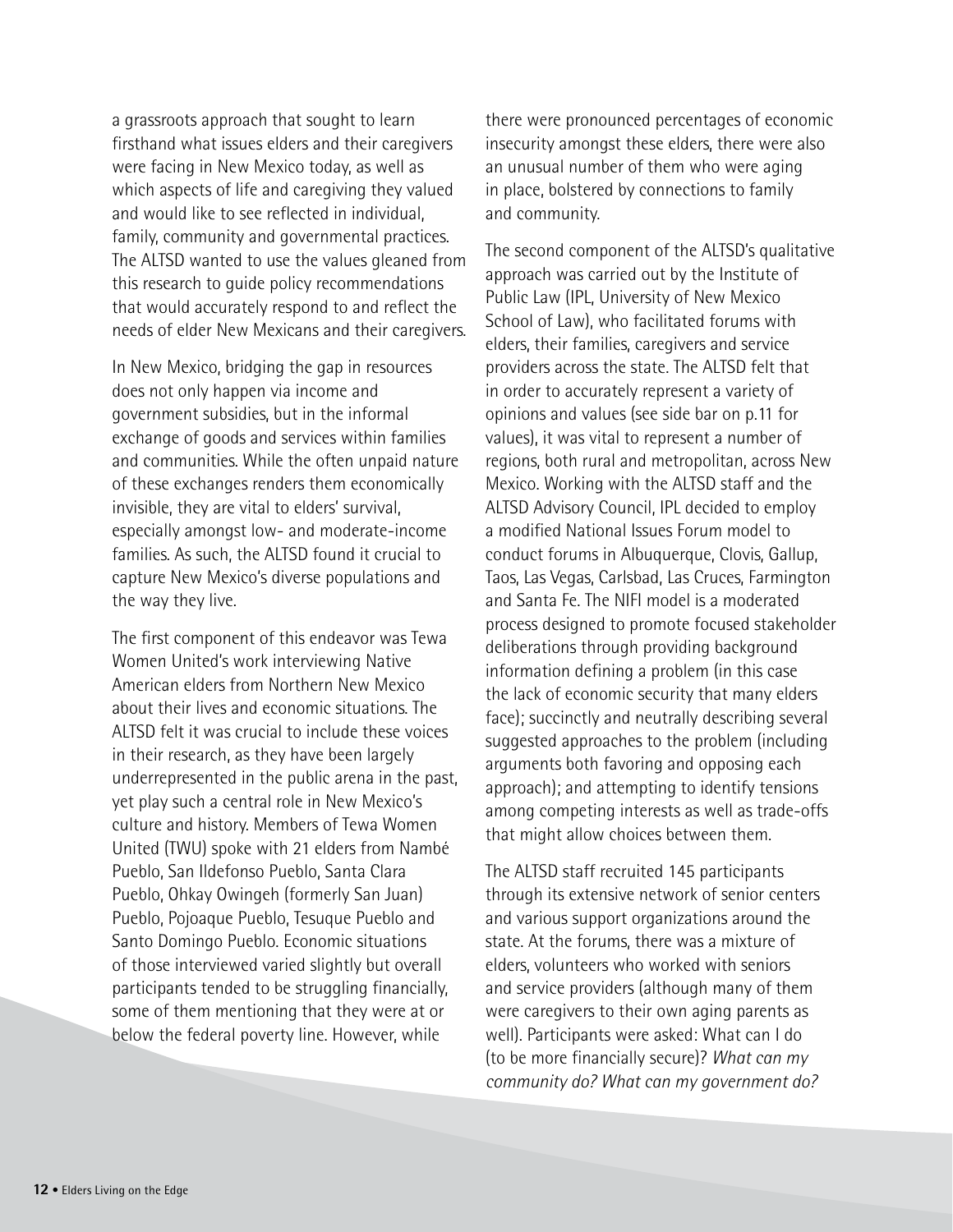a grassroots approach that sought to learn firsthand what issues elders and their caregivers were facing in New Mexico today, as well as which aspects of life and caregiving they valued and would like to see reflected in individual, family, community and governmental practices. The ALTSD wanted to use the values gleaned from this research to guide policy recommendations that would accurately respond to and reflect the needs of elder New Mexicans and their caregivers.

In New Mexico, bridging the gap in resources does not only happen via income and government subsidies, but in the informal exchange of goods and services within families and communities. While the often unpaid nature of these exchanges renders them economically invisible, they are vital to elders' survival, especially amongst low- and moderate-income families. As such, the ALTSD found it crucial to capture New Mexico's diverse populations and the way they live.

The first component of this endeavor was Tewa Women United's work interviewing Native American elders from Northern New Mexico about their lives and economic situations. The ALTSD felt it was crucial to include these voices in their research, as they have been largely underrepresented in the public arena in the past, yet play such a central role in New Mexico's culture and history. Members of Tewa Women United (TWU) spoke with 21 elders from Nambé Pueblo, San Ildefonso Pueblo, Santa Clara Pueblo, Ohkay Owingeh (formerly San Juan) Pueblo, Pojoaque Pueblo, Tesuque Pueblo and Santo Domingo Pueblo. Economic situations of those interviewed varied slightly but overall participants tended to be struggling financially, some of them mentioning that they were at or below the federal poverty line. However, while there were pronounced percentages of economic insecurity amongst these elders, there were also an unusual number of them who were aging in place, bolstered by connections to family and community.

The second component of the ALTSD's qualitative approach was carried out by the Institute of Public Law (IPL, University of New Mexico School of Law), who facilitated forums with elders, their families, caregivers and service providers across the state. The ALTSD felt that in order to accurately represent a variety of opinions and values (see side bar on p.11 for values), it was vital to represent a number of regions, both rural and metropolitan, across New Mexico. Working with the ALTSD staff and the ALTSD Advisory Council, IPL decided to employ a modified National Issues Forum model to conduct forums in Albuquerque, Clovis, Gallup, Taos, Las Vegas, Carlsbad, Las Cruces, Farmington and Santa Fe. The NIFI model is a moderated process designed to promote focused stakeholder deliberations through providing background information defining a problem (in this case the lack of economic security that many elders face); succinctly and neutrally describing several suggested approaches to the problem (including arguments both favoring and opposing each approach); and attempting to identify tensions among competing interests as well as trade-offs that might allow choices between them.

The ALTSD staff recruited 145 participants through its extensive network of senior centers and various support organizations around the state. At the forums, there was a mixture of elders, volunteers who worked with seniors and service providers (although many of them were caregivers to their own aging parents as well). Participants were asked: What can I do (to be more financially secure)? *What can my community do? What can my government do?*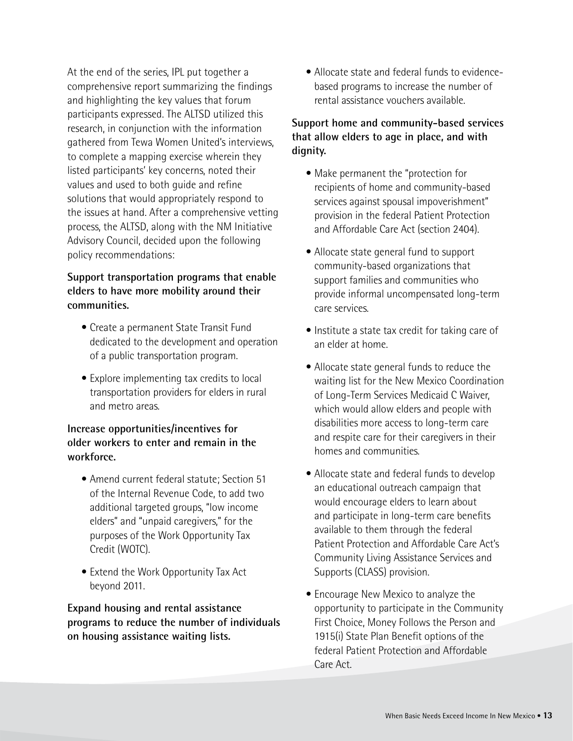At the end of the series, IPL put together a comprehensive report summarizing the findings and highlighting the key values that forum participants expressed. The ALTSD utilized this research, in conjunction with the information gathered from Tewa Women United's interviews, to complete a mapping exercise wherein they listed participants' key concerns, noted their values and used to both guide and refine solutions that would appropriately respond to the issues at hand. After a comprehensive vetting process, the ALTSD, along with the NM Initiative Advisory Council, decided upon the following policy recommendations:

**Support transportation programs that enable elders to have more mobility around their communities.**

- Create a permanent State Transit Fund dedicated to the development and operation of a public transportation program.
- Explore implementing tax credits to local transportation providers for elders in rural and metro areas.

**Increase opportunities/incentives for older workers to enter and remain in the workforce.**

- Amend current federal statute; Section 51 of the Internal Revenue Code, to add two additional targeted groups, "low income elders" and "unpaid caregivers," for the purposes of the Work Opportunity Tax Credit (WOTC).
- Extend the Work Opportunity Tax Act beyond 2011.

**Expand housing and rental assistance programs to reduce the number of individuals on housing assistance waiting lists.**

- Allocate state and federal funds to evidence-based programs to increase the number of rental assistance vouchers available.

**Support home and community-based services that allow elders to age in place, and with dignity.**

- Make permanent the "protection for recipients of home and community-based services against spousal impoverishment" provision in the federal Patient Protection and Affordable Care Act (section 2404).
- Allocate state general fund to support community-based organizations that support families and communities who provide informal uncompensated long-term care services.
- Institute a state tax credit for taking care of an elder at home.
- Allocate state general funds to reduce the waiting list for the New Mexico Coordination of Long-Term Services Medicaid C Waiver, which would allow elders and people with disabilities more access to long-term care and respite care for their caregivers in their homes and communities.
- Allocate state and federal funds to develop an educational outreach campaign that would encourage elders to learn about and participate in long-term care benefits available to them through the federal Patient Protection and Affordable Care Act's Community Living Assistance Services and Supports (CLASS) provision.
- Encourage New Mexico to analyze the opportunity to participate in the Community First Choice, Money Follows the Person and 1915(i) State Plan Benefit options of the federal Patient Protection and Affordable Care Act.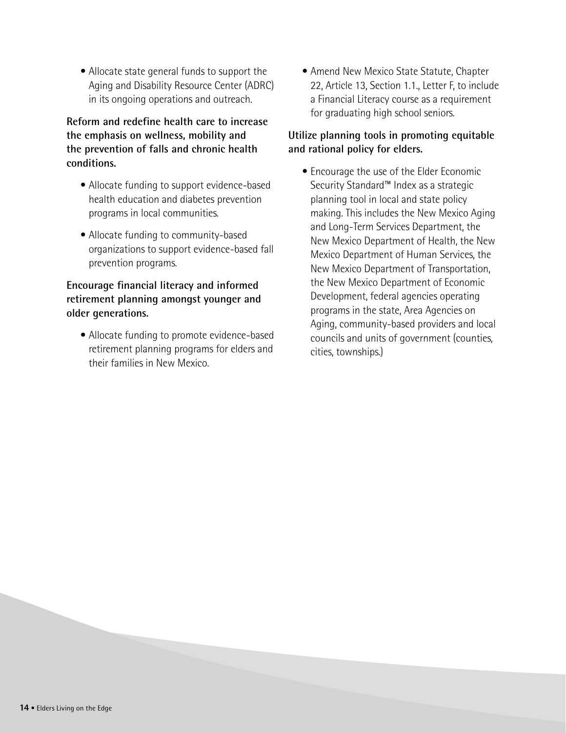- Allocate state general funds to support the Aging and Disability Resource Center (ADRC) in its ongoing operations and outreach.

**Reform and redefine health care to increase the emphasis on wellness, mobility and the prevention of falls and chronic health conditions.**

- Allocate funding to support evidence-based health education and diabetes prevention programs in local communities.
- Allocate funding to community-based organizations to support evidence-based fall prevention programs.

**Encourage financial literacy and informed retirement planning amongst younger and older generations.**

- Allocate funding to promote evidence-based retirement planning programs for elders and their families in New Mexico.
- Amend New Mexico State Statute, Chapter 22, Article 13, Section 1.1., Letter F, to include a Financial Literacy course as a requirement for graduating high school seniors.

**Utilize planning tools in promoting equitable and rational policy for elders.**

- Encourage the use of the Elder Economic Security Standard™ Index as a strategic planning tool in local and state policy making. This includes the New Mexico Aging and Long-Term Services Department, the New Mexico Department of Health, the New Mexico Department of Human Services, the New Mexico Department of Transportation, the New Mexico Department of Economic Development, federal agencies operating programs in the state, Area Agencies on Aging, community-based providers and local councils and units of government (counties, cities, townships.)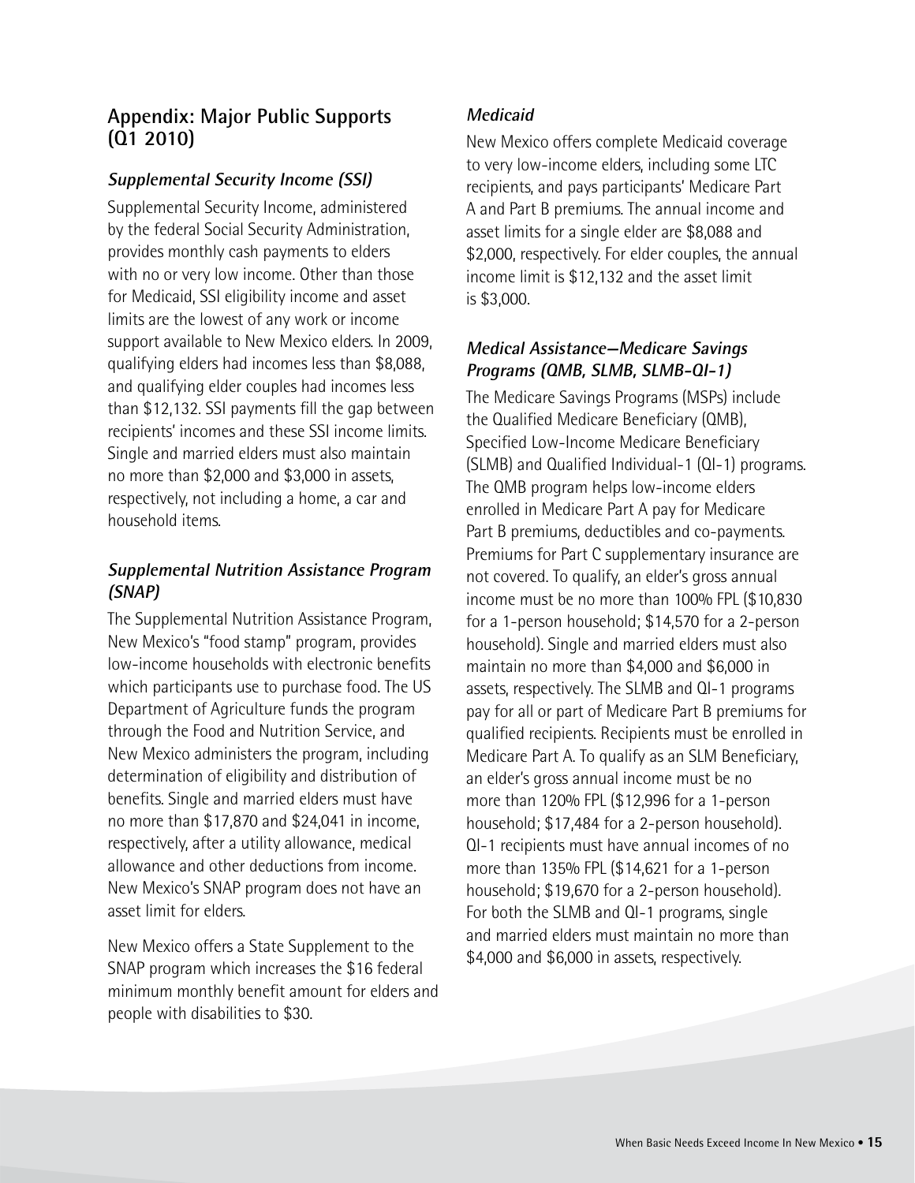## Appendix: Major Public Supports (Q1 2010)

### *Supplemental Security Income (SSI)*

Supplemental Security Income, administered by the federal Social Security Administration, provides monthly cash payments to elders with no or very low income. Other than those for Medicaid, SSI eligibility income and asset limits are the lowest of any work or income support available to New Mexico elders. In 2009, qualifying elders had incomes less than $8,088, and qualifying elder couples had incomes less than $12,132. SSI payments fill the gap between recipients' incomes and these SSI income limits. Single and married elders must also maintain no more than $2,000 and $3,000 in assets, respectively, not including a home, a car and household items.

### *Supplemental Nutrition Assistance Program (SNAP)*

The Supplemental Nutrition Assistance Program, New Mexico's "food stamp" program, provides low-income households with electronic benefits which participants use to purchase food. The US Department of Agriculture funds the program through the Food and Nutrition Service, and New Mexico administers the program, including determination of eligibility and distribution of benefits. Single and married elders must have no more than $17,870 and $24,041 in income, respectively, after a utility allowance, medical allowance and other deductions from income. New Mexico's SNAP program does not have an asset limit for elders.

New Mexico offers a State Supplement to the SNAP program which increases the $16 federal minimum monthly benefit amount for elders and people with disabilities to $30.

### *Medicaid*

New Mexico offers complete Medicaid coverage to very low-income elders, including some LTC recipients, and pays participants' Medicare Part A and Part B premiums. The annual income and asset limits for a single elder are $8,088 and $2,000, respectively. For elder couples, the annual income limit is $12,132 and the asset limit is $3,000.

### *Medical Assistance—Medicare Savings Programs (QMB, SLMB, SLMB-QI-1)*

The Medicare Savings Programs (MSPs) include the Qualified Medicare Beneficiary (QMB), Specified Low-Income Medicare Beneficiary (SLMB) and Qualified Individual-1 (QI-1) programs. The QMB program helps low-income elders enrolled in Medicare Part A pay for Medicare Part B premiums, deductibles and co-payments. Premiums for Part C supplementary insurance are not covered. To qualify, an elder's gross annual income must be no more than 100% FPL ($10,830 for a 1-person household; $14,570 for a 2-person household). Single and married elders must also maintain no more than $4,000 and $6,000 in assets, respectively. The SLMB and QI-1 programs pay for all or part of Medicare Part B premiums for qualified recipients. Recipients must be enrolled in Medicare Part A. To qualify as an SLM Beneficiary, an elder's gross annual income must be no more than 120% FPL ($12,996 for a 1-person household; $17,484 for a 2-person household). QI-1 recipients must have annual incomes of no more than 135% FPL ($14,621 for a 1-person household; $19,670 for a 2-person household). For both the SLMB and QI-1 programs, single and married elders must maintain no more than $4,000 and $6,000 in assets, respectively.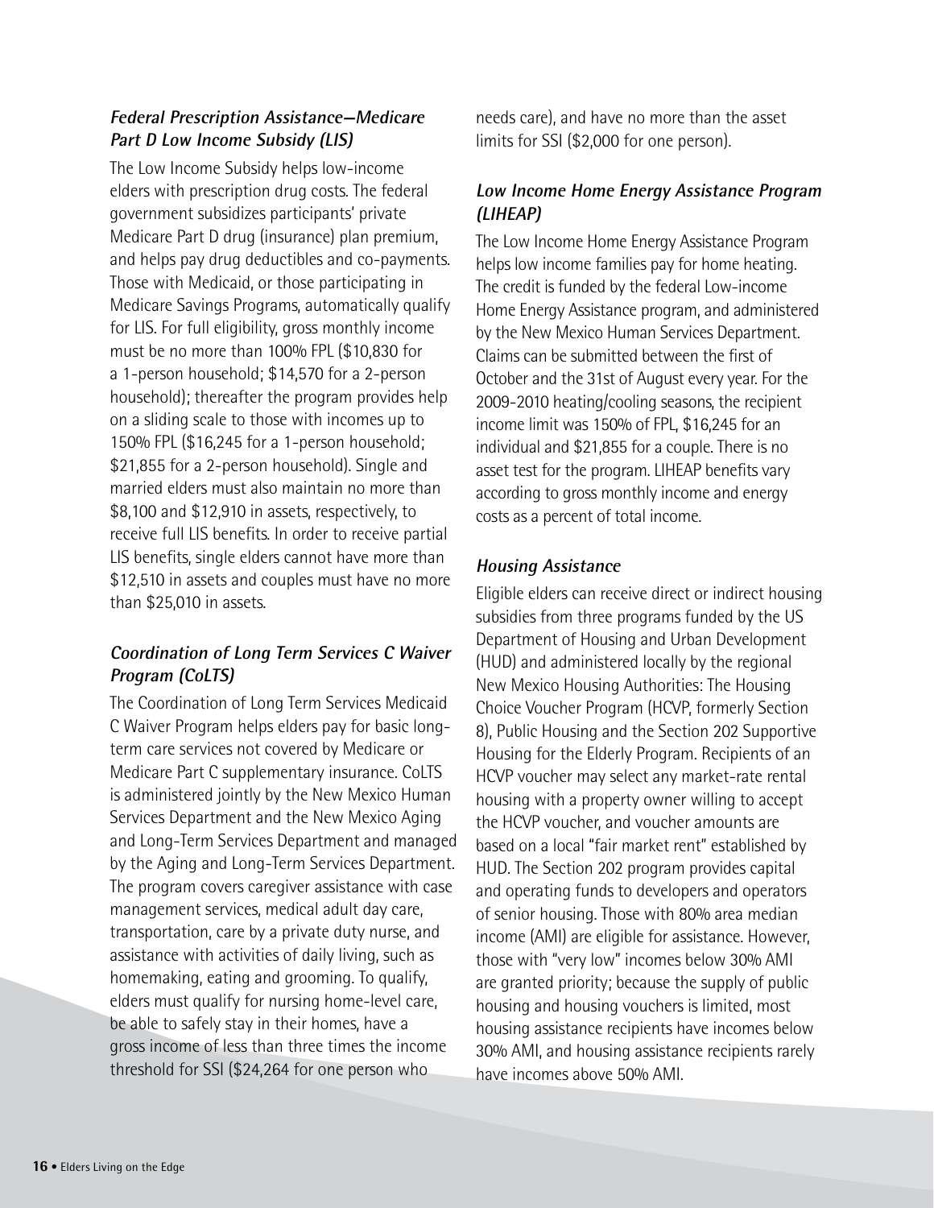### *Federal Prescription Assistance—Medicare Part D Low Income Subsidy (LIS)*

The Low Income Subsidy helps low-income elders with prescription drug costs. The federal government subsidizes participants' private Medicare Part D drug (insurance) plan premium, and helps pay drug deductibles and co-payments. Those with Medicaid, or those participating in Medicare Savings Programs, automatically qualify for LIS. For full eligibility, gross monthly income must be no more than 100% FPL ($10,830 for a 1-person household; $14,570 for a 2-person household); thereafter the program provides help on a sliding scale to those with incomes up to 150% FPL ($16,245 for a 1-person household; $21,855 for a 2-person household). Single and married elders must also maintain no more than $8,100 and $12,910 in assets, respectively, to receive full LIS benefits. In order to receive partial LIS benefits, single elders cannot have more than $12,510 in assets and couples must have no more than $25,010 in assets.

### *Coordination of Long Term Services C Waiver Program (CoLTS)*

The Coordination of Long Term Services Medicaid C Waiver Program helps elders pay for basic long-term care services not covered by Medicare or Medicare Part C supplementary insurance. CoLTS is administered jointly by the New Mexico Human Services Department and the New Mexico Aging and Long-Term Services Department and managed by the Aging and Long-Term Services Department. The program covers caregiver assistance with case management services, medical adult day care, transportation, care by a private duty nurse, and assistance with activities of daily living, such as homemaking, eating and grooming. To qualify, elders must qualify for nursing home-level care, be able to safely stay in their homes, have a gross income of less than three times the income threshold for SSI ($24,264 for one person who needs care), and have no more than the asset limits for SSI ($2,000 for one person).

### *Low Income Home Energy Assistance Program (LIHEAP)*

The Low Income Home Energy Assistance Program helps low income families pay for home heating. The credit is funded by the federal Low-income Home Energy Assistance program, and administered by the New Mexico Human Services Department. Claims can be submitted between the first of October and the 31st of August every year. For the 2009-2010 heating/cooling seasons, the recipient income limit was 150% of FPL, $16,245 for an individual and $21,855 for a couple. There is no asset test for the program. LIHEAP benefits vary according to gross monthly income and energy costs as a percent of total income.

### *Housing Assistance*

Eligible elders can receive direct or indirect housing subsidies from three programs funded by the US Department of Housing and Urban Development (HUD) and administered locally by the regional New Mexico Housing Authorities: The Housing Choice Voucher Program (HCVP, formerly Section 8), Public Housing and the Section 202 Supportive Housing for the Elderly Program. Recipients of an HCVP voucher may select any market-rate rental housing with a property owner willing to accept the HCVP voucher, and voucher amounts are based on a local "fair market rent" established by HUD. The Section 202 program provides capital and operating funds to developers and operators of senior housing. Those with 80% area median income (AMI) are eligible for assistance. However, those with "very low" incomes below 30% AMI are granted priority; because the supply of public housing and housing vouchers is limited, most housing assistance recipients have incomes below 30% AMI, and housing assistance recipients rarely have incomes above 50% AMI.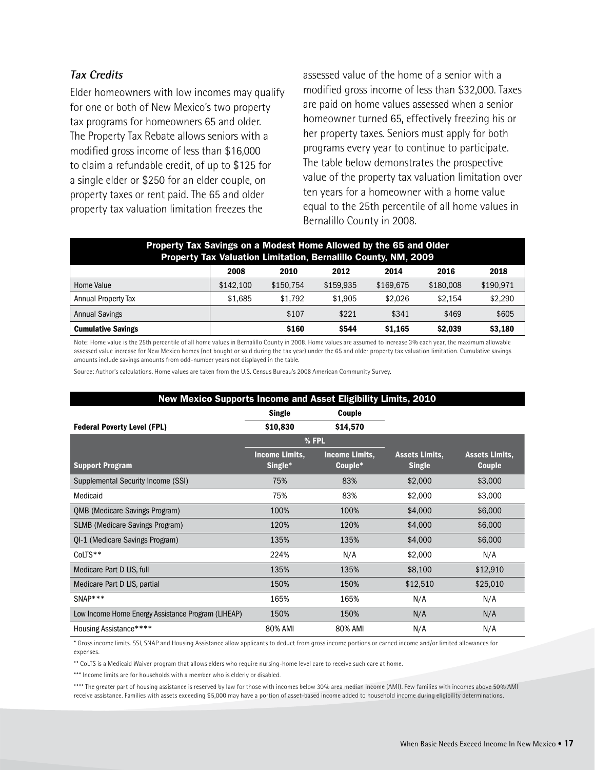### *Tax Credits*

Elder homeowners with low incomes may qualify for one or both of New Mexico's two property tax programs for homeowners 65 and older. The Property Tax Rebate allows seniors with a modified gross income of less than $16,000 to claim a refundable credit, of up to $125 for a single elder or $250 for an elder couple, on property taxes or rent paid. The 65 and older property tax valuation limitation freezes the assessed value of the home of a senior with a modified gross income of less than $32,000. Taxes are paid on home values assessed when a senior homeowner turned 65, effectively freezing his or her property taxes. Seniors must apply for both programs every year to continue to participate. The table below demonstrates the prospective value of the property tax valuation limitation over ten years for a homeowner with a home value equal to the 25th percentile of all home values in Bernalillo County in 2008.

**Property Tax Savings on a Modest Home Allowed by the 65 and Older Property Tax Valuation Limitation, Bernalillo County, NM, 2009**

| | 2008 | 2010 | 2012 | 2014 | 2016 | 2018 |
|---|---|---|---|---|---|---|
| Home Value | $142,100 | $150,754 | $159,935 | $169,675 | $180,008 | $190,971 |
| Annual Property Tax | $1,685 | $1,792 | $1,905 | $2,026 | $2,154 | $2,290 |
| Annual Savings | | $107 | $221 | $341 | $469 | $605 |
| **Cumulative Savings** | | **$160** | **$544** | **$1,165** | **$2,039** | **$3,180** |

Note: Home value is the 25th percentile of all home values in Bernalillo County in 2008. Home values are assumed to increase 3% each year, the maximum allowable assessed value increase for New Mexico homes (not bought or sold during the tax year) under the 65 and older property tax valuation limitation. Cumulative savings amounts include savings amounts from odd-number years not displayed in the table.

Source: Author's calculations. Home values are taken from the U.S. Census Bureau's 2008 American Community Survey.

**New Mexico Supports Income and Asset Eligibility Limits, 2010**

| | Single | Couple | | |
|---|---|---|---|---|
| **Federal Poverty Level (FPL)** | **$10,830** | **$14,570** | | |
| | % FPL | | | |
| **Support Program** | **Income Limits, Single*** | **Income Limits, Couple*** | **Assets Limits, Single** | **Assets Limits, Couple** |
| Supplemental Security Income (SSI) | 75% | 83% | $2,000 | $3,000 |
| Medicaid | 75% | 83% | $2,000 | $3,000 |
| QMB (Medicare Savings Program) | 100% | 100% | $4,000 | $6,000 |
| SLMB (Medicare Savings Program) | 120% | 120% | $4,000 | $6,000 |
| QI-1 (Medicare Savings Program) | 135% | 135% | $4,000 | $6,000 |
| CoLTS** | 224% | N/A | $2,000 | N/A |
| Medicare Part D LIS, full | 135% | 135% | $8,100 | $12,910 |
| Medicare Part D LIS, partial | 150% | 150% | $12,510 | $25,010 |
| SNAP*** | 165% | 165% | N/A | N/A |
| Low Income Home Energy Assistance Program (LIHEAP) | 150% | 150% | N/A | N/A |
| Housing Assistance**** | 80% AMI | 80% AMI | N/A | N/A |

* Gross income limits. SSI, SNAP and Housing Assistance allow applicants to deduct from gross income portions or earned income and/or limited allowances for expenses.

** CoLTS is a Medicaid Waiver program that allows elders who require nursing-home level care to receive such care at home.

*** Income limits are for households with a member who is elderly or disabled.

**** The greater part of housing assistance is reserved by law for those with incomes below 30% area median income (AMI). Few families with incomes above 50% AMI receive assistance. Families with assets exceeding $5,000 may have a portion of asset-based income added to household income during eligibility determinations.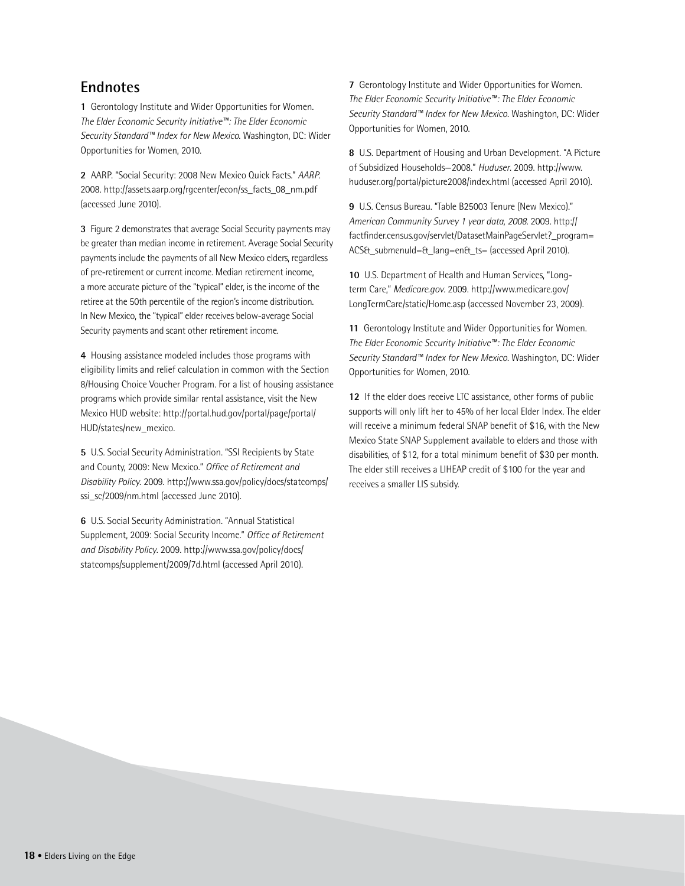## Endnotes

**1** Gerontology Institute and Wider Opportunities for Women. *The Elder Economic Security Initiative™: The Elder Economic Security Standard™ Index for New Mexico.* Washington, DC: Wider Opportunities for Women, 2010.

**2** AARP. "Social Security: 2008 New Mexico Quick Facts." *AARP.* 2008. http://assets.aarp.org/rgcenter/econ/ss_facts_08_nm.pdf (accessed June 2010).

**3** Figure 2 demonstrates that average Social Security payments may be greater than median income in retirement. Average Social Security payments include the payments of all New Mexico elders, regardless of pre-retirement or current income. Median retirement income, a more accurate picture of the "typical" elder, is the income of the retiree at the 50th percentile of the region's income distribution. In New Mexico, the "typical" elder receives below-average Social Security payments and scant other retirement income.

**4** Housing assistance modeled includes those programs with eligibility limits and relief calculation in common with the Section 8/Housing Choice Voucher Program. For a list of housing assistance programs which provide similar rental assistance, visit the New Mexico HUD website: http://portal.hud.gov/portal/page/portal/HUD/states/new_mexico.

**5** U.S. Social Security Administration. "SSI Recipients by State and County, 2009: New Mexico." *Office of Retirement and Disability Policy.* 2009. http://www.ssa.gov/policy/docs/statcomps/ssi_sc/2009/nm.html (accessed June 2010).

**6** U.S. Social Security Administration. "Annual Statistical Supplement, 2009: Social Security Income." *Office of Retirement and Disability Policy.* 2009. http://www.ssa.gov/policy/docs/statcomps/supplement/2009/7d.html (accessed April 2010).

**7** Gerontology Institute and Wider Opportunities for Women. *The Elder Economic Security Initiative™: The Elder Economic Security Standard™ Index for New Mexico.* Washington, DC: Wider Opportunities for Women, 2010.

**8** U.S. Department of Housing and Urban Development. "A Picture of Subsidized Households—2008." *Huduser.* 2009. http://www.huduser.org/portal/picture2008/index.html (accessed April 2010).

**9** U.S. Census Bureau. "Table B25003 Tenure (New Mexico)." *American Community Survey 1 year data, 2008.* 2009. http://factfinder.census.gov/servlet/DatasetMainPageServlet?_program=ACS&_submenuId=&_lang=en&_ts= (accessed April 2010).

**10** U.S. Department of Health and Human Services, "Long-term Care," *Medicare.gov.* 2009. http://www.medicare.gov/LongTermCare/static/Home.asp (accessed November 23, 2009).

**11** Gerontology Institute and Wider Opportunities for Women. *The Elder Economic Security Initiative™: The Elder Economic Security Standard™ Index for New Mexico.* Washington, DC: Wider Opportunities for Women, 2010.

**12** If the elder does receive LTC assistance, other forms of public supports will only lift her to 45% of her local Elder Index. The elder will receive a minimum federal SNAP benefit of $16, with the New Mexico State SNAP Supplement available to elders and those with disabilities, of $12, for a total minimum benefit of $30 per month. The elder still receives a LIHEAP credit of $100 for the year and receives a smaller LIS subsidy.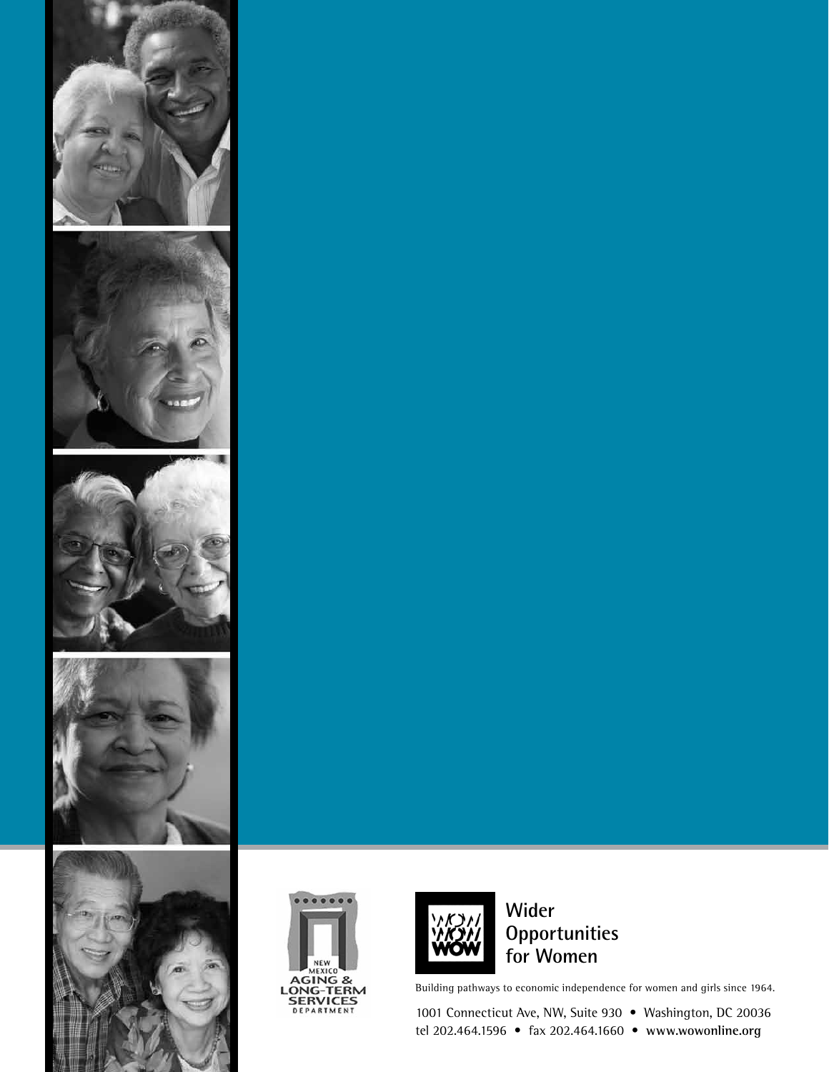NEW MEXICO
AGING &
LONG-TERM
SERVICES
DEPARTMENT

Wider
Opportunities
for Women

Building pathways to economic independence for women and girls since 1964.

1001 Connecticut Ave, NW, Suite 930 • Washington, DC 20036
tel 202.464.1596 • fax 202.464.1660 • www.wowonline.org